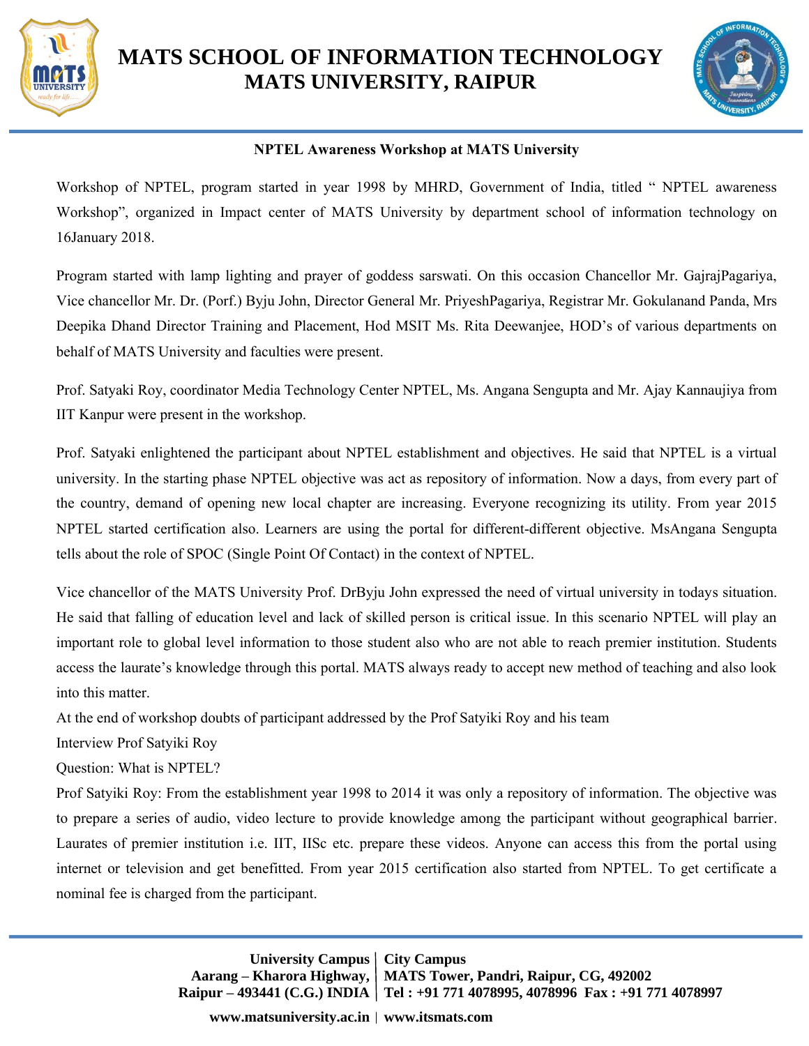# MATS SCHOOL OF INFORMATION TECHNOLOGY
## MATS UNIVERSITY, RAIPUR

**NPTEL Awareness Workshop at MATS University**

Workshop of NPTEL, program started in year 1998 by MHRD, Government of India, titled " NPTEL awareness Workshop", organized in Impact center of MATS University by department school of information technology on 16January 2018.

Program started with lamp lighting and prayer of goddess sarswati. On this occasion Chancellor Mr. GajrajPagariya, Vice chancellor Mr. Dr. (Porf.) Byju John, Director General Mr. PriyeshPagariya, Registrar Mr. Gokulanand Panda, Mrs Deepika Dhand Director Training and Placement, Hod MSIT Ms. Rita Deewanjee, HOD's of various departments on behalf of MATS University and faculties were present.

Prof. Satyaki Roy, coordinator Media Technology Center NPTEL, Ms. Angana Sengupta and Mr. Ajay Kannaujiya from IIT Kanpur were present in the workshop.

Prof. Satyaki enlightened the participant about NPTEL establishment and objectives. He said that NPTEL is a virtual university. In the starting phase NPTEL objective was act as repository of information. Now a days, from every part of the country, demand of opening new local chapter are increasing. Everyone recognizing its utility. From year 2015 NPTEL started certification also. Learners are using the portal for different-different objective. MsAngana Sengupta tells about the role of SPOC (Single Point Of Contact) in the context of NPTEL.

Vice chancellor of the MATS University Prof. DrByju John expressed the need of virtual university in todays situation. He said that falling of education level and lack of skilled person is critical issue. In this scenario NPTEL will play an important role to global level information to those student also who are not able to reach premier institution. Students access the laurate's knowledge through this portal. MATS always ready to accept new method of teaching and also look into this matter.

At the end of workshop doubts of participant addressed by the Prof Satyiki Roy and his team

Interview Prof Satyiki Roy

Question: What is NPTEL?

Prof Satyiki Roy: From the establishment year 1998 to 2014 it was only a repository of information. The objective was to prepare a series of audio, video lecture to provide knowledge among the participant without geographical barrier. Laurates of premier institution i.e. IIT, IISc etc. prepare these videos. Anyone can access this from the portal using internet or television and get benefitted. From year 2015 certification also started from NPTEL. To get certificate a nominal fee is charged from the participant.

**University Campus**
**Aarang – Kharora Highway,**
**Raipur – 493441 (C.G.) INDIA**

**City Campus**
**MATS Tower, Pandri, Raipur, CG, 492002**
**Tel : +91 771 4078995, 4078996 Fax : +91 771 4078997**

**www.matsuniversity.ac.in | www.itsmats.com**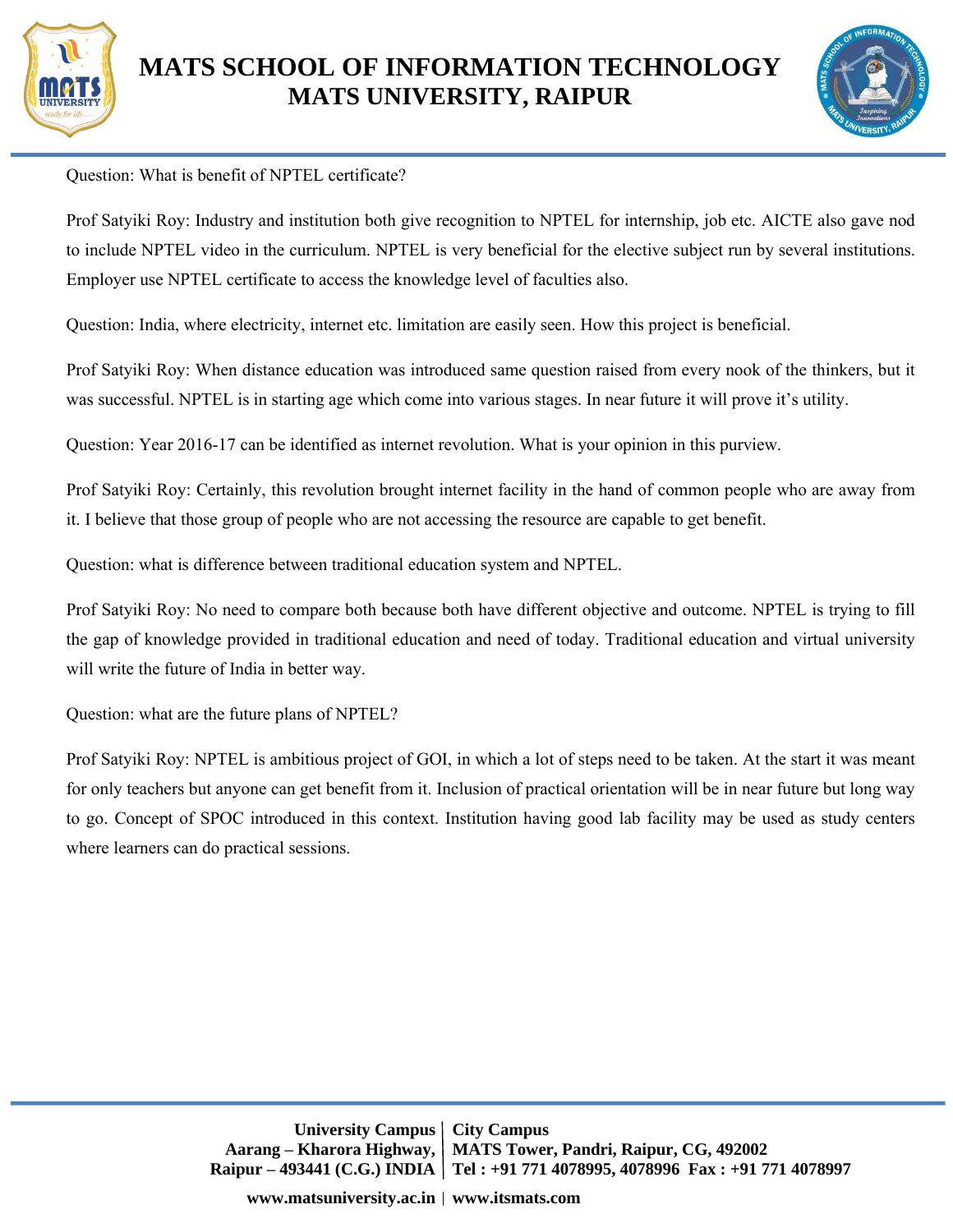Question: What is benefit of NPTEL certificate?

Prof Satyiki Roy: Industry and institution both give recognition to NPTEL for internship, job etc. AICTE also gave nod to include NPTEL video in the curriculum. NPTEL is very beneficial for the elective subject run by several institutions. Employer use NPTEL certificate to access the knowledge level of faculties also.

Question: India, where electricity, internet etc. limitation are easily seen. How this project is beneficial.

Prof Satyiki Roy: When distance education was introduced same question raised from every nook of the thinkers, but it was successful. NPTEL is in starting age which come into various stages. In near future it will prove it's utility.

Question: Year 2016-17 can be identified as internet revolution. What is your opinion in this purview.

Prof Satyiki Roy: Certainly, this revolution brought internet facility in the hand of common people who are away from it. I believe that those group of people who are not accessing the resource are capable to get benefit.

Question: what is difference between traditional education system and NPTEL.

Prof Satyiki Roy: No need to compare both because both have different objective and outcome. NPTEL is trying to fill the gap of knowledge provided in traditional education and need of today. Traditional education and virtual university will write the future of India in better way.

Question: what are the future plans of NPTEL?

Prof Satyiki Roy: NPTEL is ambitious project of GOI, in which a lot of steps need to be taken. At the start it was meant for only teachers but anyone can get benefit from it. Inclusion of practical orientation will be in near future but long way to go. Concept of SPOC introduced in this context. Institution having good lab facility may be used as study centers where learners can do practical sessions.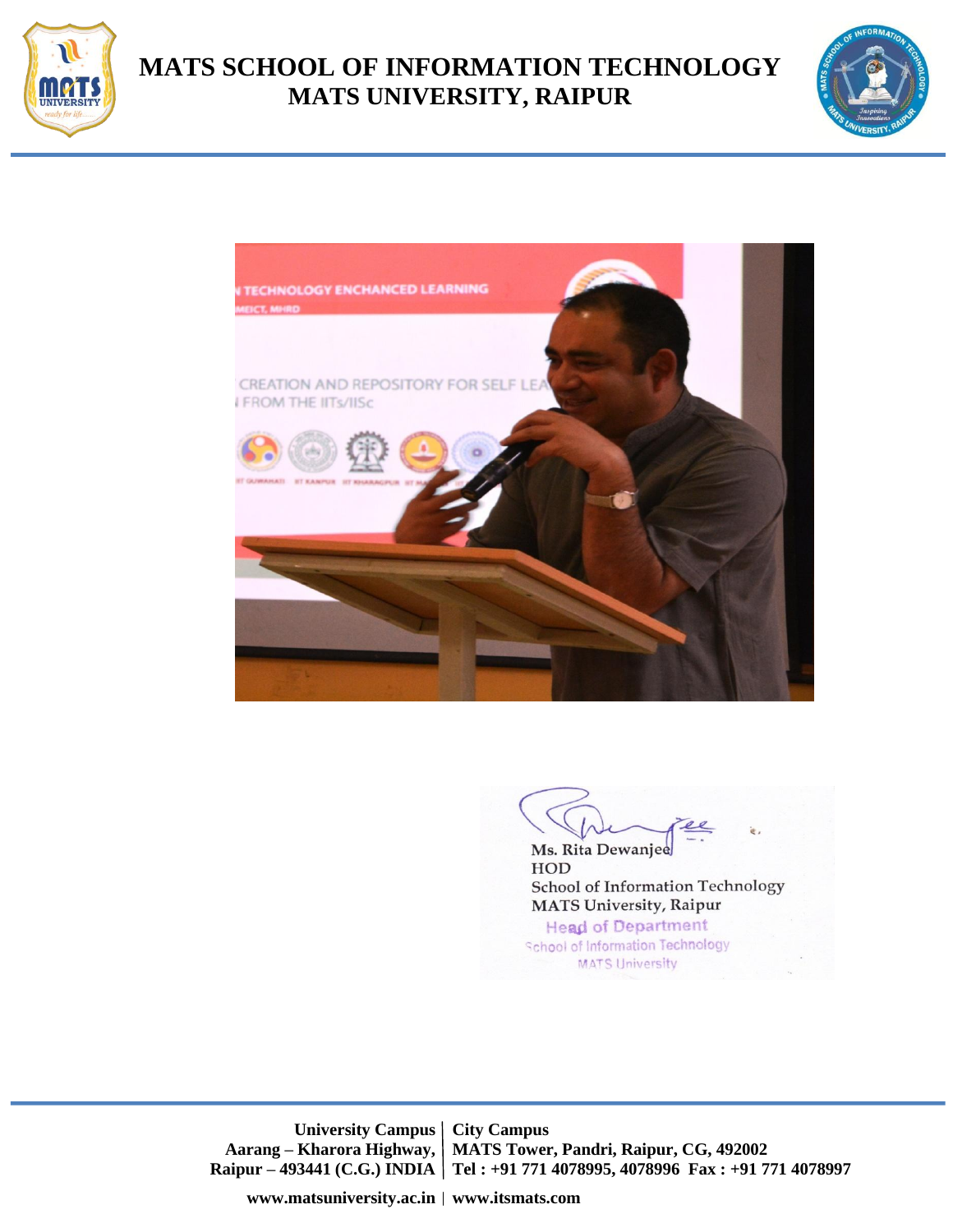Ms. Rita Dewanjee
HOD
School of Information Technology
MATS University, Raipur

Head of Department
School of Information Technology
MATS University